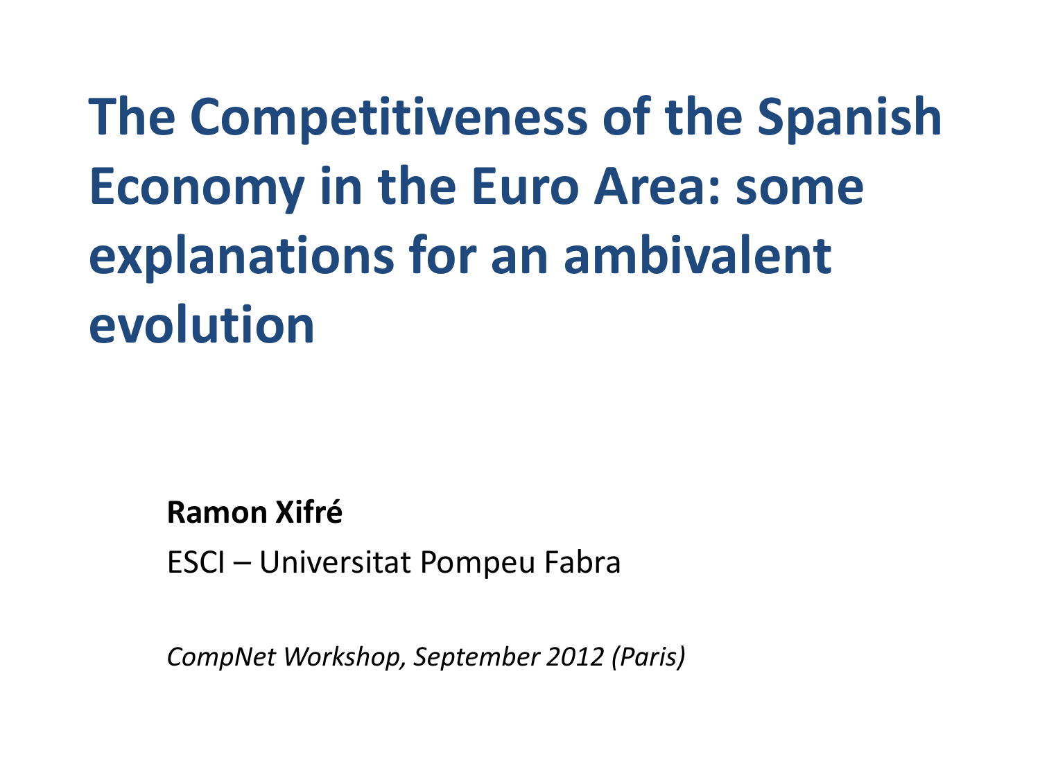# The Competitiveness of the Spanish Economy in the Euro Area: some explanations for an ambivalent evolution

**Ramon Xifré**

ESCI – Universitat Pompeu Fabra

*CompNet Workshop, September 2012 (Paris)*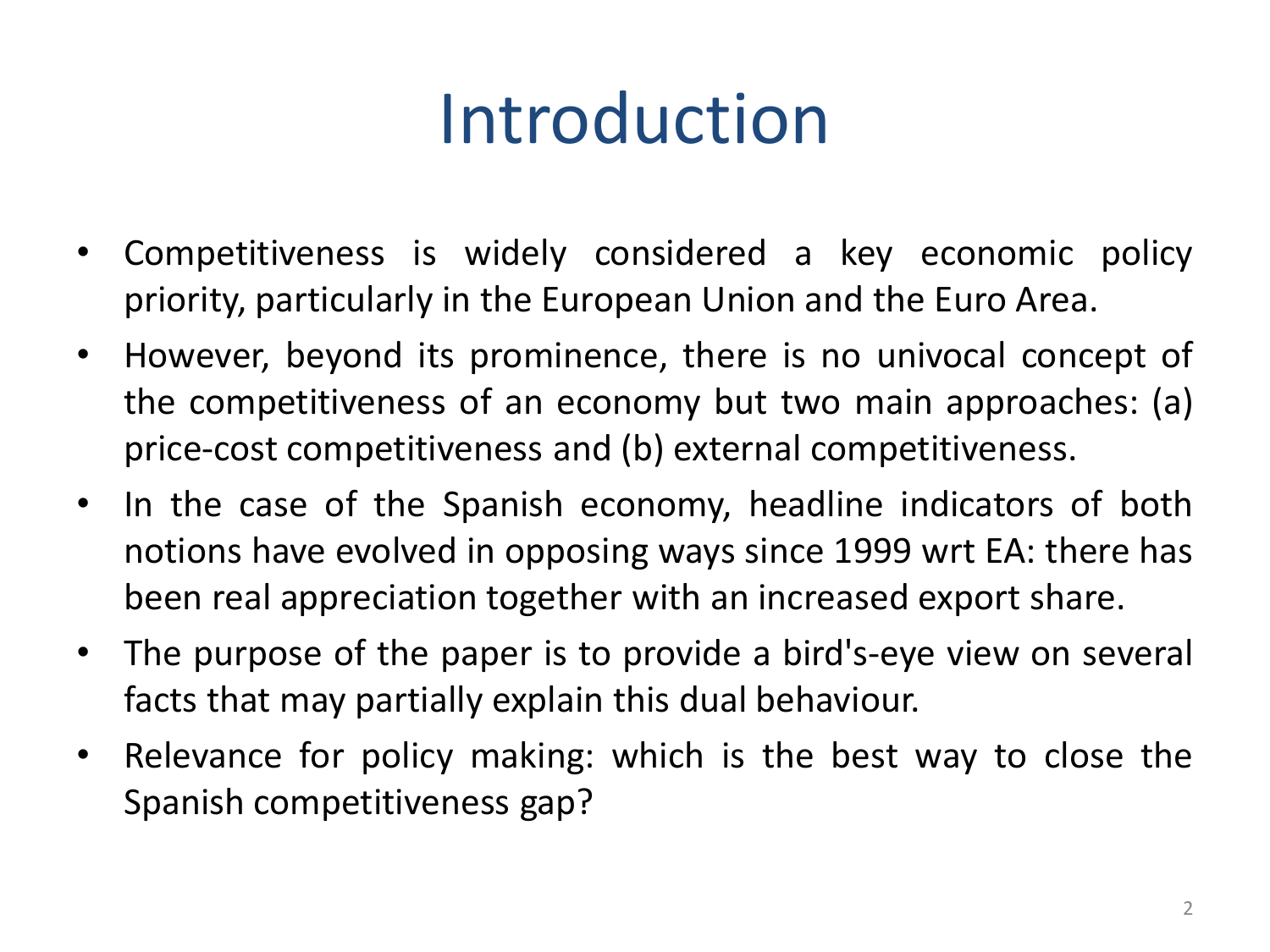# Introduction

- Competitiveness is widely considered a key economic policy priority, particularly in the European Union and the Euro Area.
- However, beyond its prominence, there is no univocal concept of the competitiveness of an economy but two main approaches: (a) price-cost competitiveness and (b) external competitiveness.
- In the case of the Spanish economy, headline indicators of both notions have evolved in opposing ways since 1999 wrt EA: there has been real appreciation together with an increased export share.
- The purpose of the paper is to provide a bird's-eye view on several facts that may partially explain this dual behaviour.
- Relevance for policy making: which is the best way to close the Spanish competitiveness gap?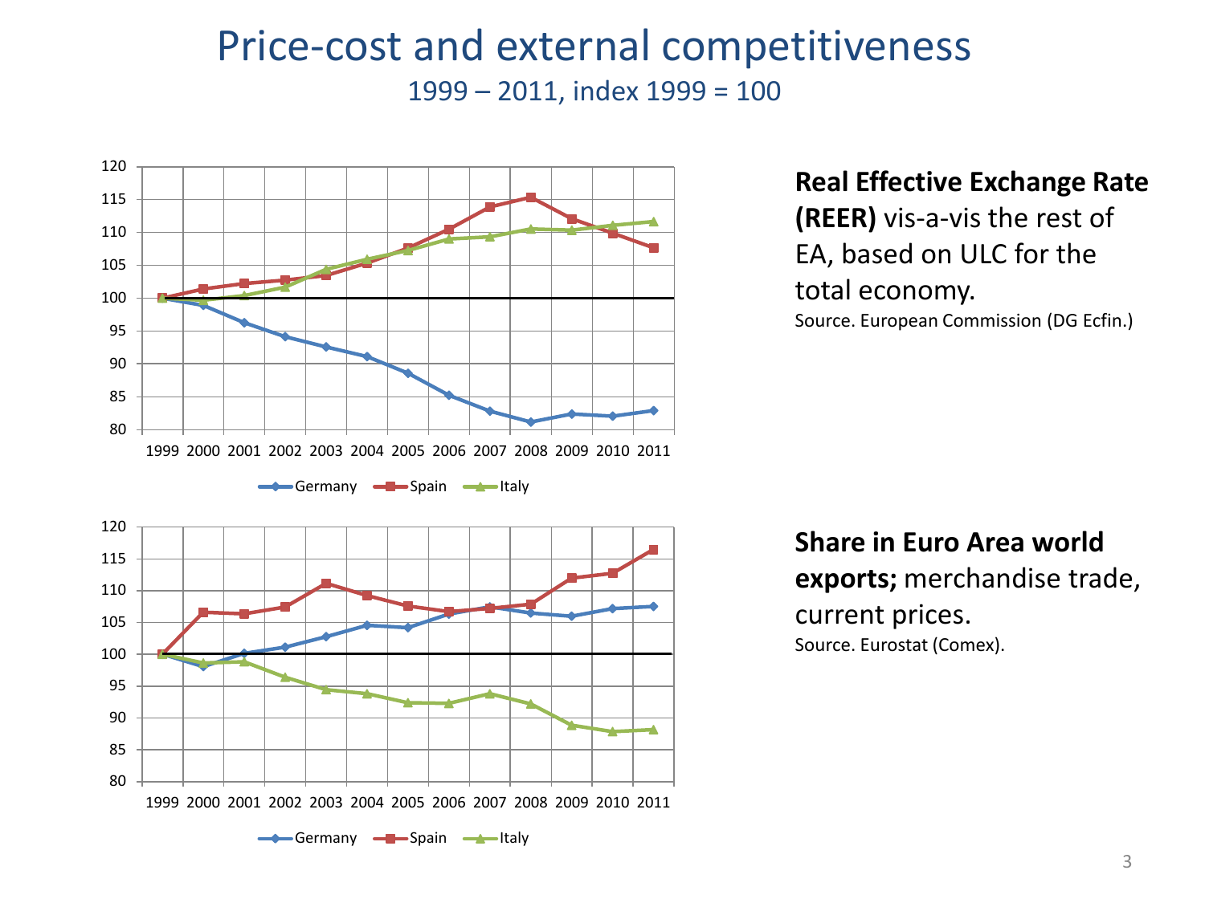# Price-cost and external competitiveness

1999 – 2011, index 1999 = 100

**Real Effective Exchange Rate (REER)** vis-a-vis the rest of EA, based on ULC for the total economy.

Source. European Commission (DG Ecfin.)

**Share in Euro Area world exports;** merchandise trade, current prices.

Source. Eurostat (Comex).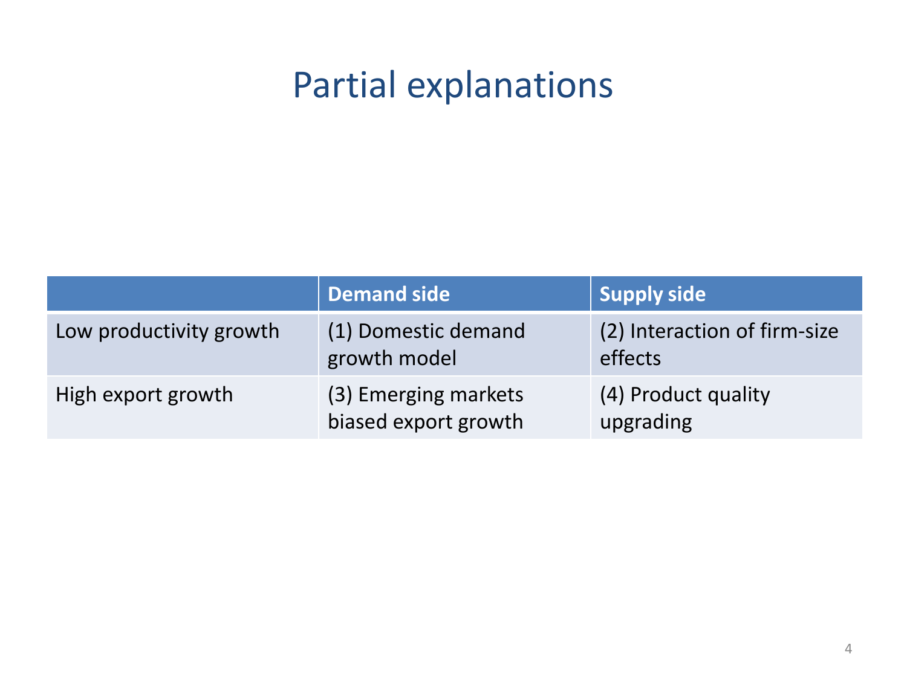# Partial explanations

| | Demand side | Supply side |
|---|---|---|
| Low productivity growth | (1) Domestic demand growth model | (2) Interaction of firm-size effects |
| High export growth | (3) Emerging markets biased export growth | (4) Product quality upgrading |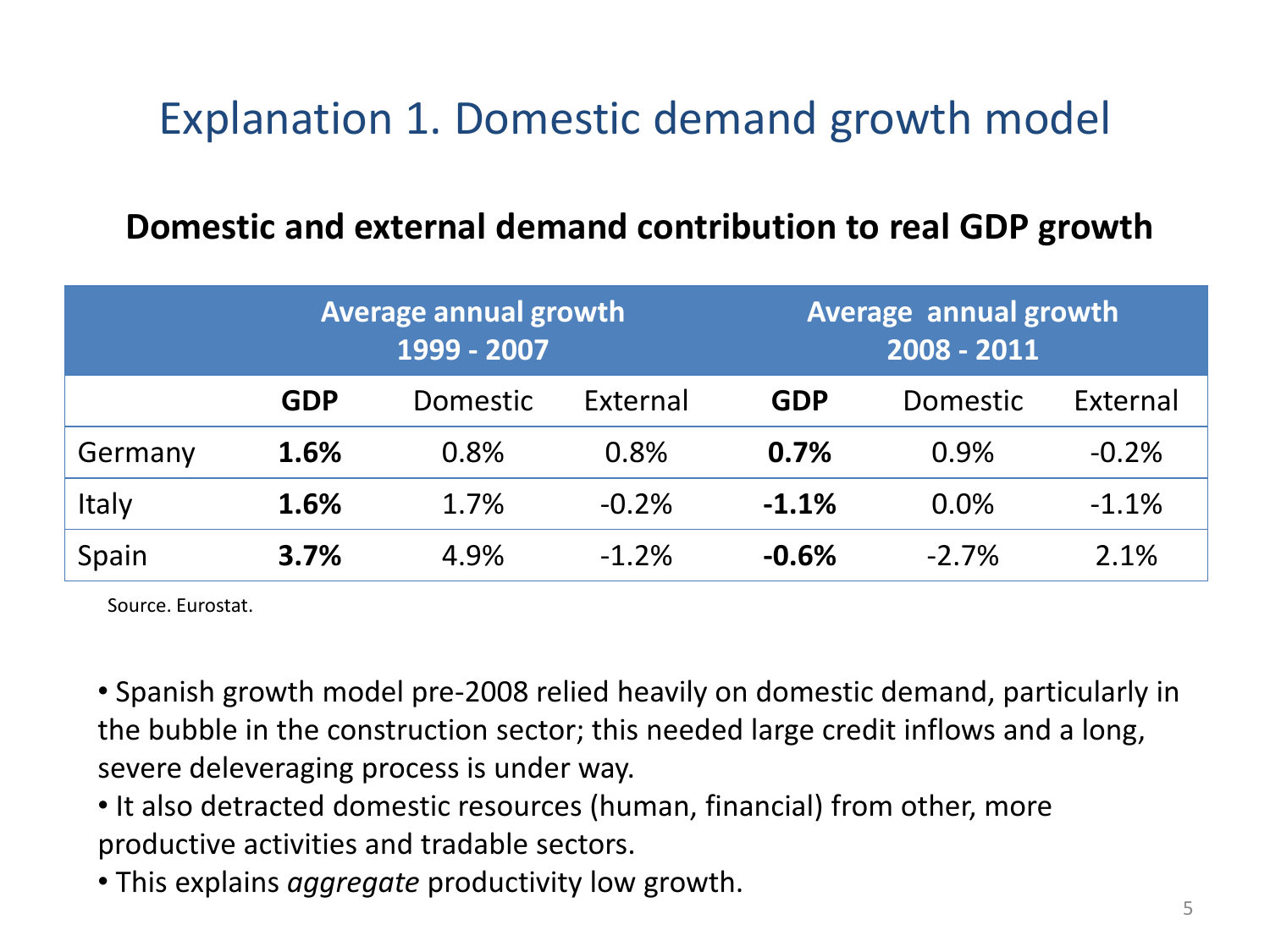# Explanation 1. Domestic demand growth model

## Domestic and external demand contribution to real GDP growth

| | **Average annual growth 1999 - 2007** | | | **Average annual growth 2008 - 2011** | | |
|---|---|---|---|---|---|---|
| | **GDP** | Domestic | External | **GDP** | Domestic | External |
| Germany | **1.6%** | 0.8% | 0.8% | **0.7%** | 0.9% | -0.2% |
| Italy | **1.6%** | 1.7% | -0.2% | **-1.1%** | 0.0% | -1.1% |
| Spain | **3.7%** | 4.9% | -1.2% | **-0.6%** | -2.7% | 2.1% |

Source. Eurostat.

- Spanish growth model pre-2008 relied heavily on domestic demand, particularly in the bubble in the construction sector; this needed large credit inflows and a long, severe deleveraging process is under way.
- It also detracted domestic resources (human, financial) from other, more productive activities and tradable sectors.
- This explains *aggregate* productivity low growth.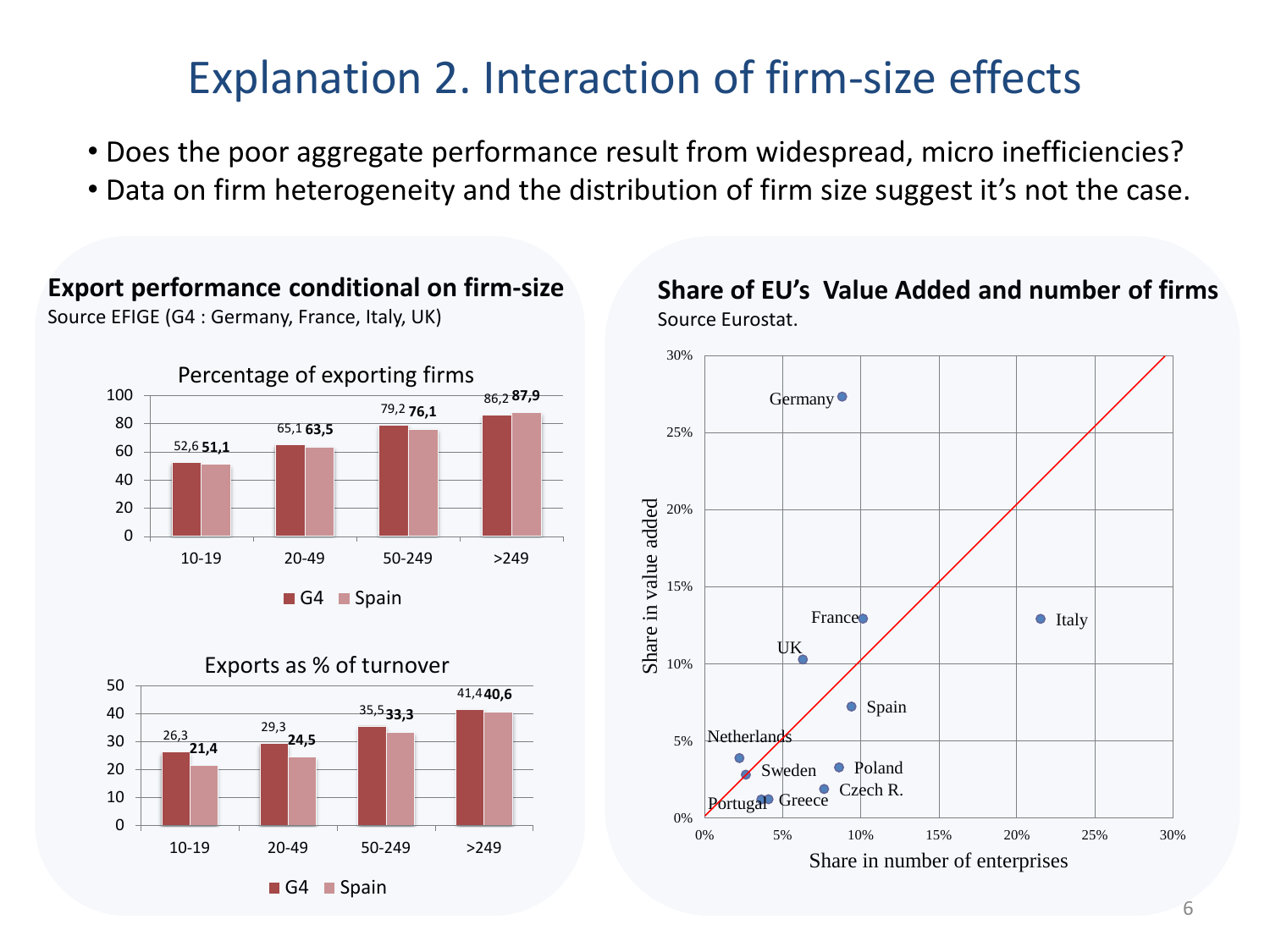# Explanation 2. Interaction of firm-size effects

- Does the poor aggregate performance result from widespread, micro inefficiencies?
- Data on firm heterogeneity and the distribution of firm size suggest it's not the case.

**Export performance conditional on firm-size**

Source EFIGE (G4 : Germany, France, Italy, UK)

Percentage of exporting firms

| | 10-19 | 20-49 | 50-249 | >249 |
|---|---|---|---|---|
| G4 | 52,6 | 65,1 | 79,2 | 86,2 |
| Spain | **51,1** | **63,5** | **76,1** | **87,9** |

Exports as % of turnover

| | 10-19 | 20-49 | 50-249 | >249 |
|---|---|---|---|---|
| G4 | 26,3 | 29,3 | 35,5 | 41,4 |
| Spain | **21,4** | **24,5** | **33,3** | **40,6** |

**Share of EU's Value Added and number of firms**

Source Eurostat.

Share in value added vs. Share in number of enterprises (Germany, France, Italy, UK, Spain, Netherlands, Sweden, Poland, Czech R., Portugal, Greece)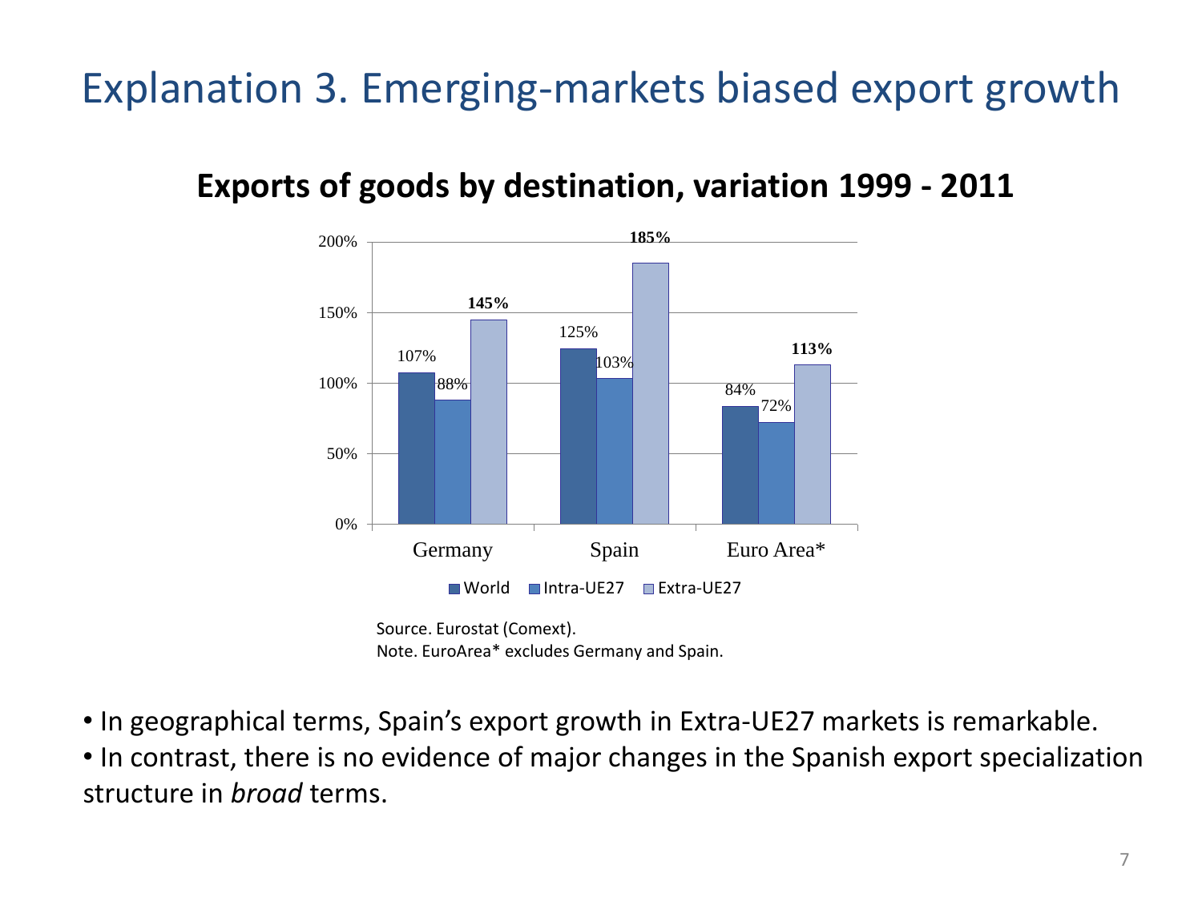# Explanation 3. Emerging-markets biased export growth

**Exports of goods by destination, variation 1999 - 2011**

| | World | Intra-UE27 | Extra-UE27 |
|---|---|---|---|
| Germany | 107% | 88% | **145%** |
| Spain | 125% | 103% | **185%** |
| Euro Area* | 84% | 72% | **113%** |

Source. Eurostat (Comext).
Note. EuroArea* excludes Germany and Spain.

- In geographical terms, Spain's export growth in Extra-UE27 markets is remarkable.
- In contrast, there is no evidence of major changes in the Spanish export specialization structure in *broad* terms.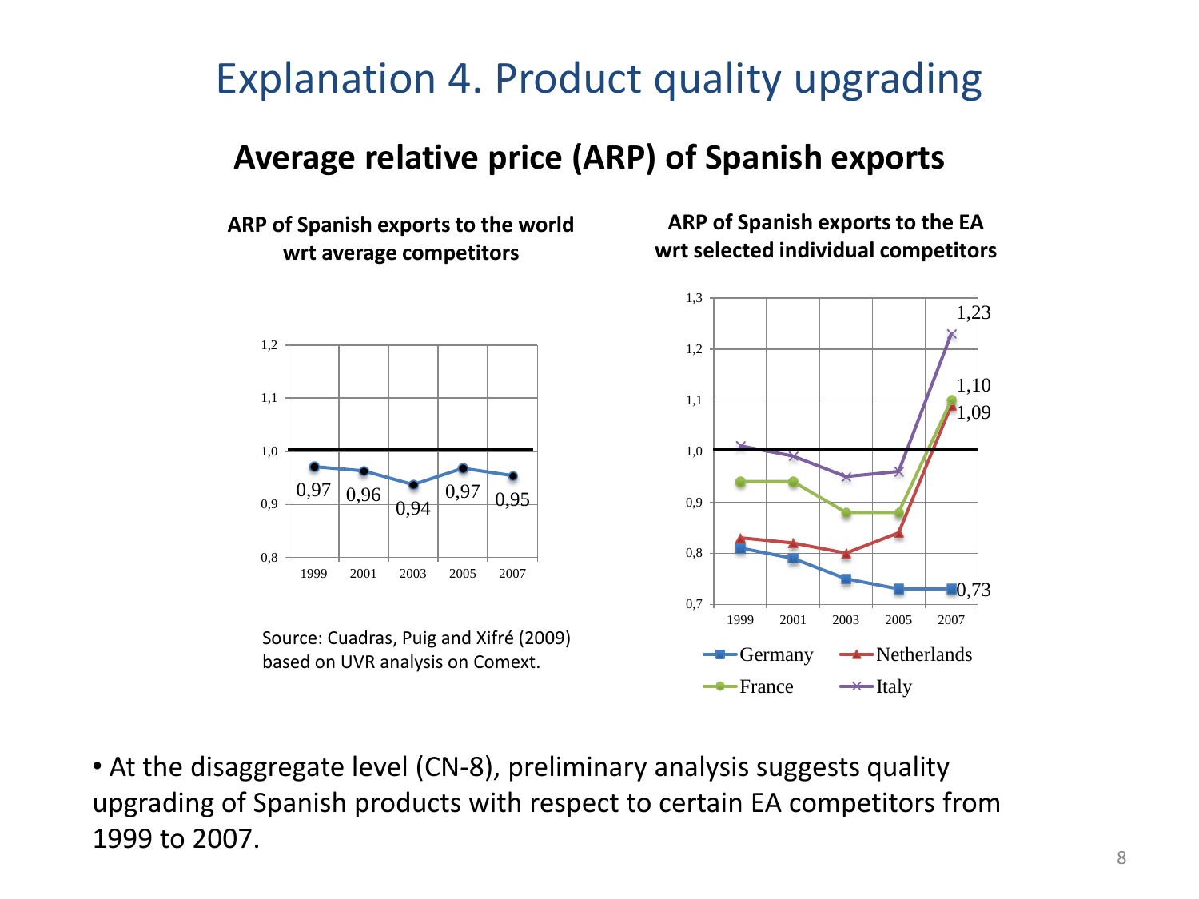# Explanation 4. Product quality upgrading

## Average relative price (ARP) of Spanish exports

**ARP of Spanish exports to the world wrt average competitors**

| 1999 | 2001 | 2003 | 2005 | 2007 |
|---|---|---|---|---|
| 0,97 | 0,96 | 0,94 | 0,97 | 0,95 |

Source: Cuadras, Puig and Xifré (2009) based on UVR analysis on Comext.

**ARP of Spanish exports to the EA wrt selected individual competitors**

| | 1999 | 2001 | 2003 | 2005 | 2007 |
|---|---|---|---|---|---|
| Germany | | | | | 0,73 |
| Netherlands | | | | | 1,09 |
| France | | | | | 1,10 |
| Italy | | | | | 1,23 |

- At the disaggregate level (CN-8), preliminary analysis suggests quality upgrading of Spanish products with respect to certain EA competitors from 1999 to 2007.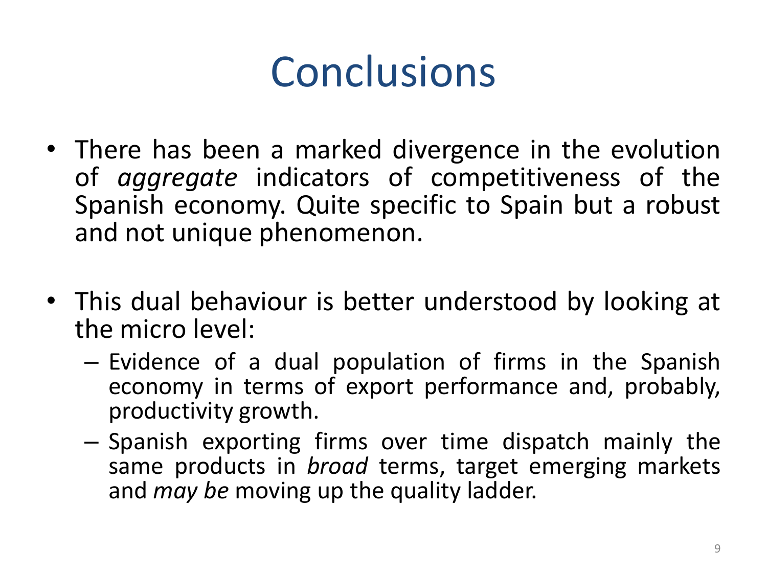# Conclusions

- There has been a marked divergence in the evolution of *aggregate* indicators of competitiveness of the Spanish economy. Quite specific to Spain but a robust and not unique phenomenon.

- This dual behaviour is better understood by looking at the micro level:
  - Evidence of a dual population of firms in the Spanish economy in terms of export performance and, probably, productivity growth.
  - Spanish exporting firms over time dispatch mainly the same products in *broad* terms, target emerging markets and *may be* moving up the quality ladder.